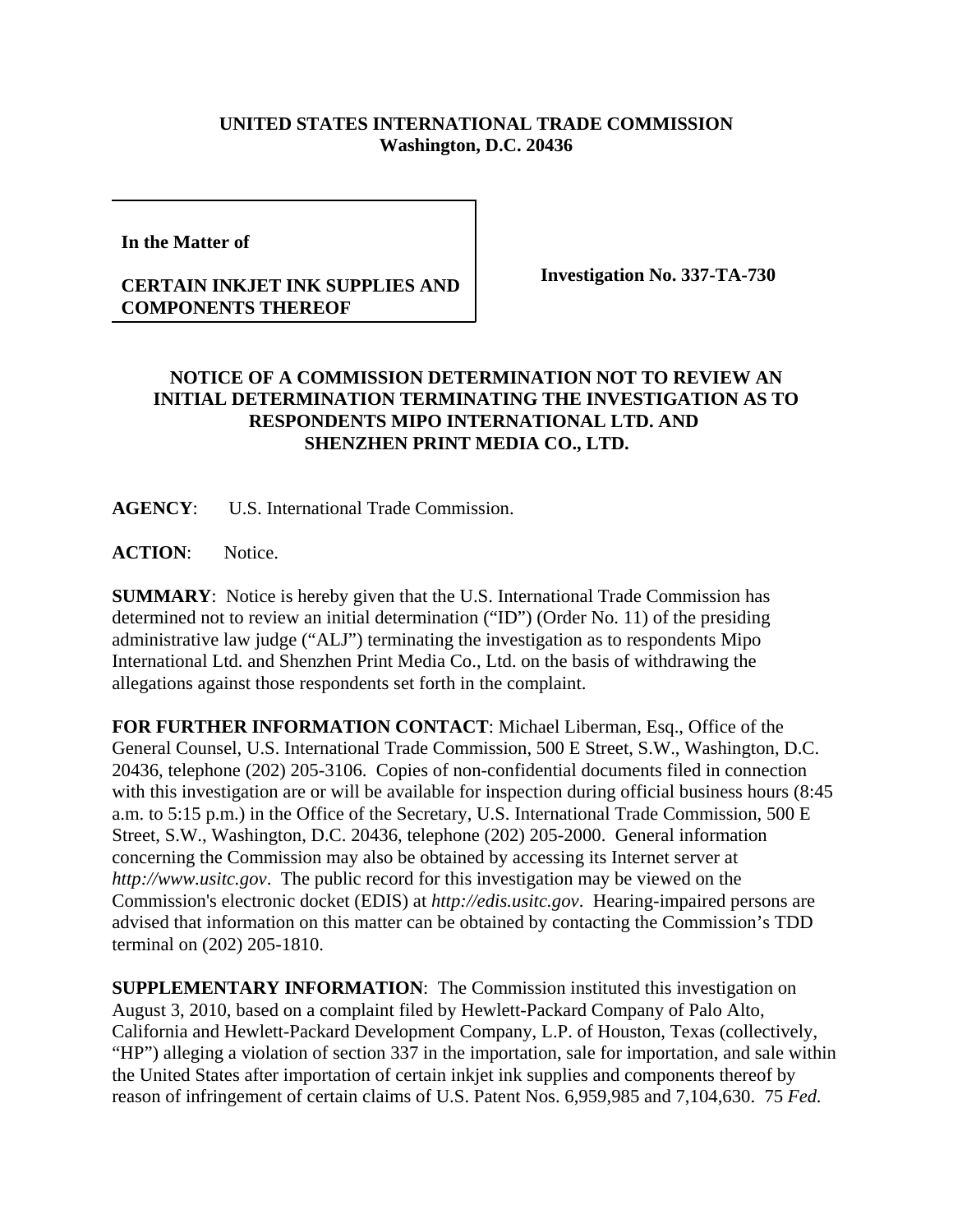**UNITED STATES INTERNATIONAL TRADE COMMISSION**
**Washington, D.C. 20436**

| | |
|---|---|
| **In the Matter of**<br><br>**CERTAIN INKJET INK SUPPLIES AND COMPONENTS THEREOF** | **Investigation No. 337-TA-730** |

## NOTICE OF A COMMISSION DETERMINATION NOT TO REVIEW AN INITIAL DETERMINATION TERMINATING THE INVESTIGATION AS TO RESPONDENTS MIPO INTERNATIONAL LTD. AND SHENZHEN PRINT MEDIA CO., LTD.

**AGENCY**: U.S. International Trade Commission.

**ACTION**: Notice.

**SUMMARY**: Notice is hereby given that the U.S. International Trade Commission has determined not to review an initial determination ("ID") (Order No. 11) of the presiding administrative law judge ("ALJ") terminating the investigation as to respondents Mipo International Ltd. and Shenzhen Print Media Co., Ltd. on the basis of withdrawing the allegations against those respondents set forth in the complaint.

**FOR FURTHER INFORMATION CONTACT**: Michael Liberman, Esq., Office of the General Counsel, U.S. International Trade Commission, 500 E Street, S.W., Washington, D.C. 20436, telephone (202) 205-3106. Copies of non-confidential documents filed in connection with this investigation are or will be available for inspection during official business hours (8:45 a.m. to 5:15 p.m.) in the Office of the Secretary, U.S. International Trade Commission, 500 E Street, S.W., Washington, D.C. 20436, telephone (202) 205-2000. General information concerning the Commission may also be obtained by accessing its Internet server at *http://www.usitc.gov*. The public record for this investigation may be viewed on the Commission's electronic docket (EDIS) at *http://edis.usitc.gov*. Hearing-impaired persons are advised that information on this matter can be obtained by contacting the Commission's TDD terminal on (202) 205-1810.

**SUPPLEMENTARY INFORMATION**: The Commission instituted this investigation on August 3, 2010, based on a complaint filed by Hewlett-Packard Company of Palo Alto, California and Hewlett-Packard Development Company, L.P. of Houston, Texas (collectively, "HP") alleging a violation of section 337 in the importation, sale for importation, and sale within the United States after importation of certain inkjet ink supplies and components thereof by reason of infringement of certain claims of U.S. Patent Nos. 6,959,985 and 7,104,630. 75 *Fed.*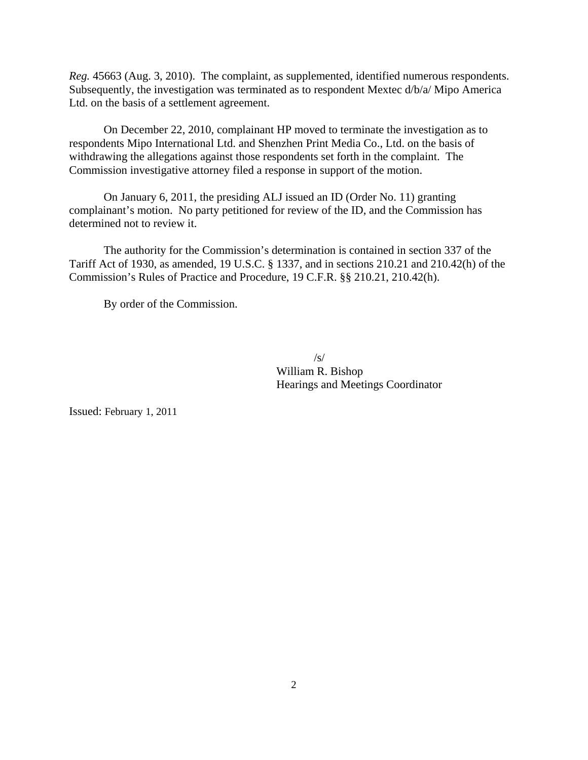*Reg.* 45663 (Aug. 3, 2010). The complaint, as supplemented, identified numerous respondents. Subsequently, the investigation was terminated as to respondent Mextec d/b/a/ Mipo America Ltd. on the basis of a settlement agreement.

On December 22, 2010, complainant HP moved to terminate the investigation as to respondents Mipo International Ltd. and Shenzhen Print Media Co., Ltd. on the basis of withdrawing the allegations against those respondents set forth in the complaint. The Commission investigative attorney filed a response in support of the motion.

On January 6, 2011, the presiding ALJ issued an ID (Order No. 11) granting complainant's motion. No party petitioned for review of the ID, and the Commission has determined not to review it.

The authority for the Commission's determination is contained in section 337 of the Tariff Act of 1930, as amended, 19 U.S.C. § 1337, and in sections 210.21 and 210.42(h) of the Commission's Rules of Practice and Procedure, 19 C.F.R. §§ 210.21, 210.42(h).

By order of the Commission.

/s/
William R. Bishop
Hearings and Meetings Coordinator

Issued: February 1, 2011